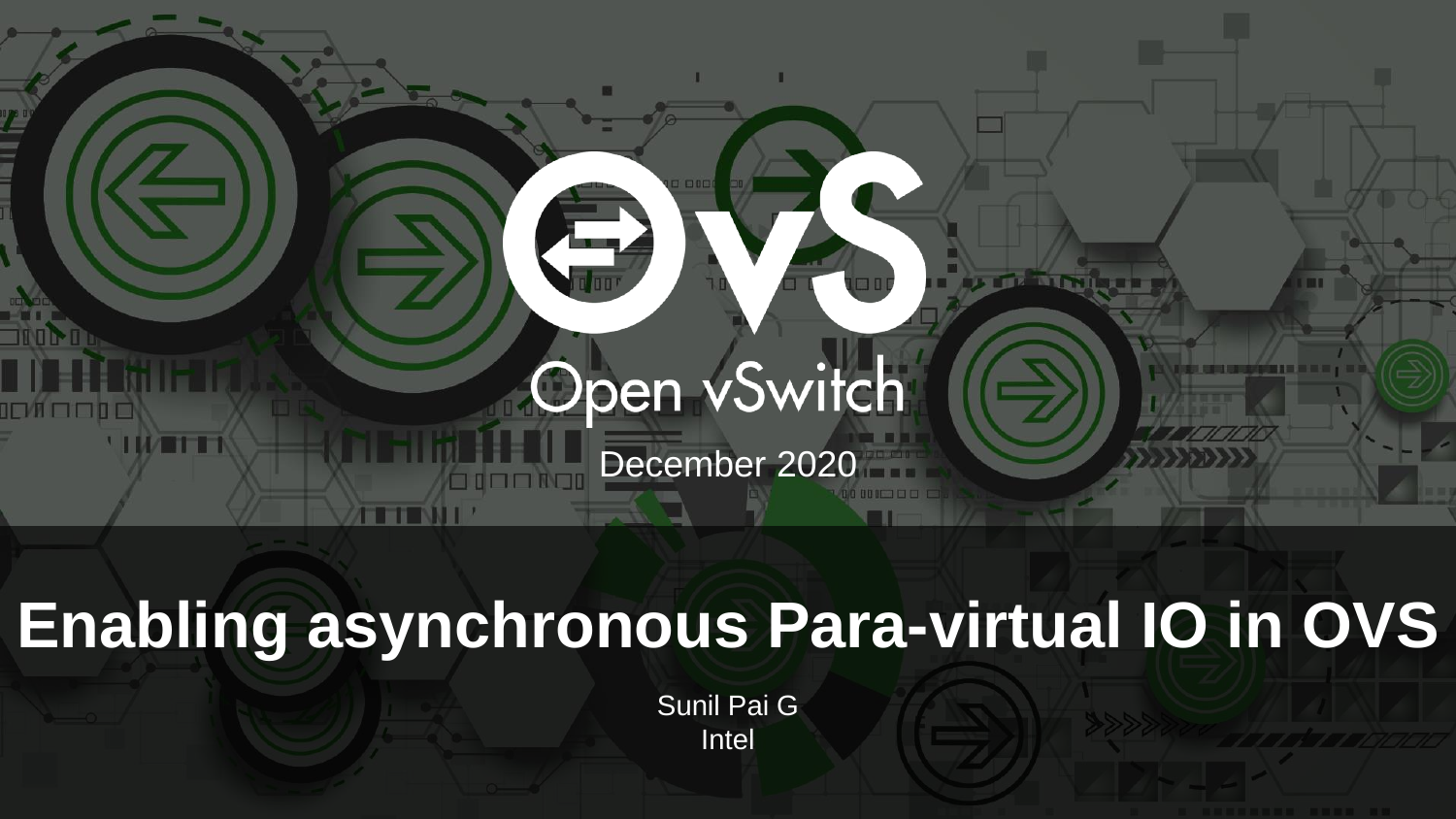Open vSwitch

December 2020

# Enabling asynchronous Para-virtual IO in OVS

Sunil Pai G

Intel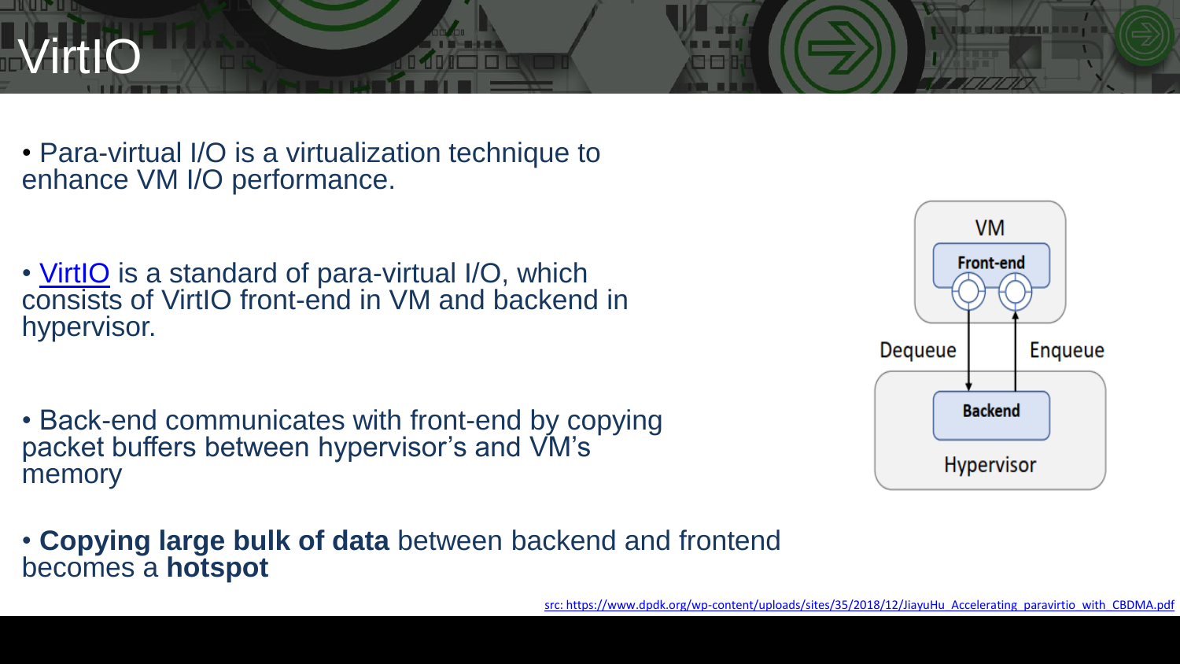# VirtIO

- Para-virtual I/O is a virtualization technique to enhance VM I/O performance.

- VirtIO is a standard of para-virtual I/O, which consists of VirtIO front-end in VM and backend in hypervisor.

- Back-end communicates with front-end by copying packet buffers between hypervisor's and VM's memory

- **Copying large bulk of data** between backend and frontend becomes a **hotspot**

VM
Front-end
Dequeue
Enqueue
Backend
Hypervisor

src: https://www.dpdk.org/wp-content/uploads/sites/35/2018/12/JiayuHu_Accelerating_paravirtio_with_CBDMA.pdf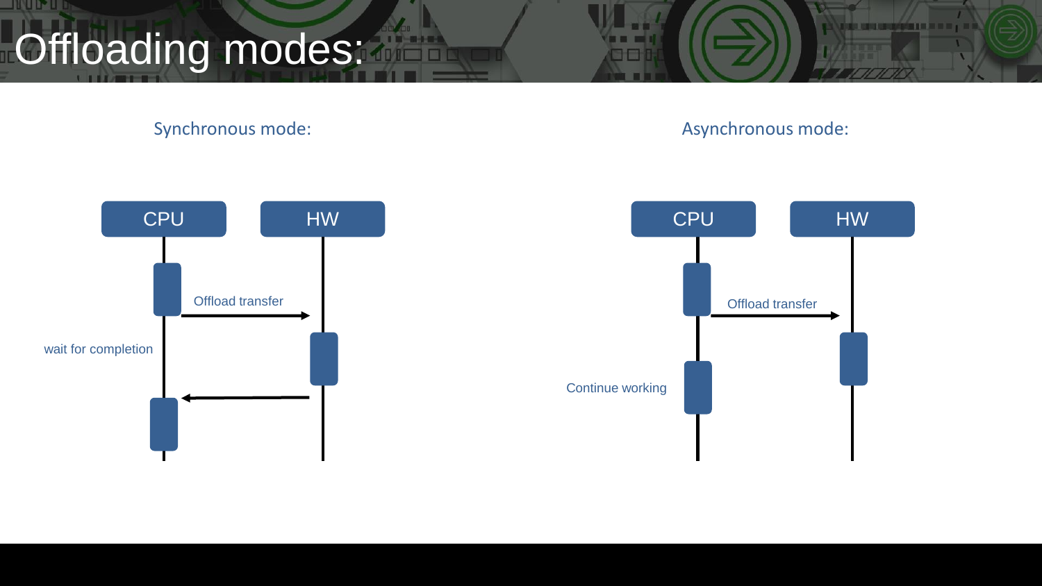# Offloading modes:

Synchronous mode:

CPU

HW

Offload transfer

wait for completion

Asynchronous mode:

CPU

HW

Offload transfer

Continue working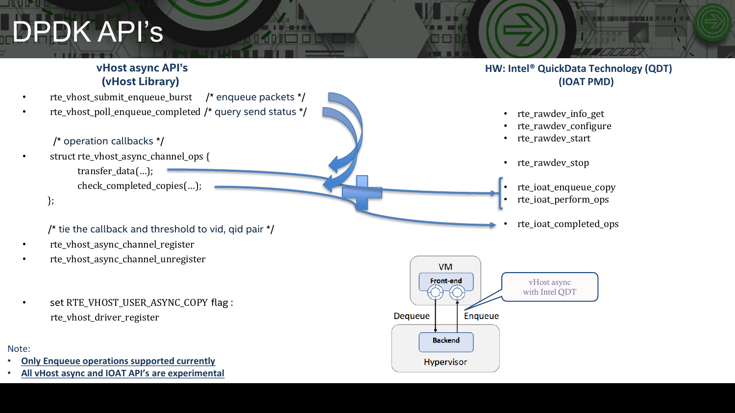# DPDK API's

## vHost async API's (vHost Library)

- rte_vhost_submit_enqueue_burst /* enqueue packets */
- rte_vhost_poll_enqueue_completed /* query send status */

/* operation callbacks */

- struct rte_vhost_async_channel_ops {
  transfer_data(…);
  check_completed_copies(…);
  };

/* tie the callback and threshold to vid, qid pair */

- rte_vhost_async_channel_register
- rte_vhost_async_channel_unregister

- set RTE_VHOST_USER_ASYNC_COPY flag :
  rte_vhost_driver_register

## HW: Intel® QuickData Technology (QDT) (IOAT PMD)

- rte_rawdev_info_get
- rte_rawdev_configure
- rte_rawdev_start
- rte_rawdev_stop
- rte_ioat_enqueue_copy
- rte_ioat_perform_ops
- rte_ioat_completed_ops

VM

Front-end

Dequeue

Enqueue

Backend

Hypervisor

vHost async with Intel QDT

Note:

- **Only Enqueue operations supported currently**
- **All vHost async and IOAT API's are experimental**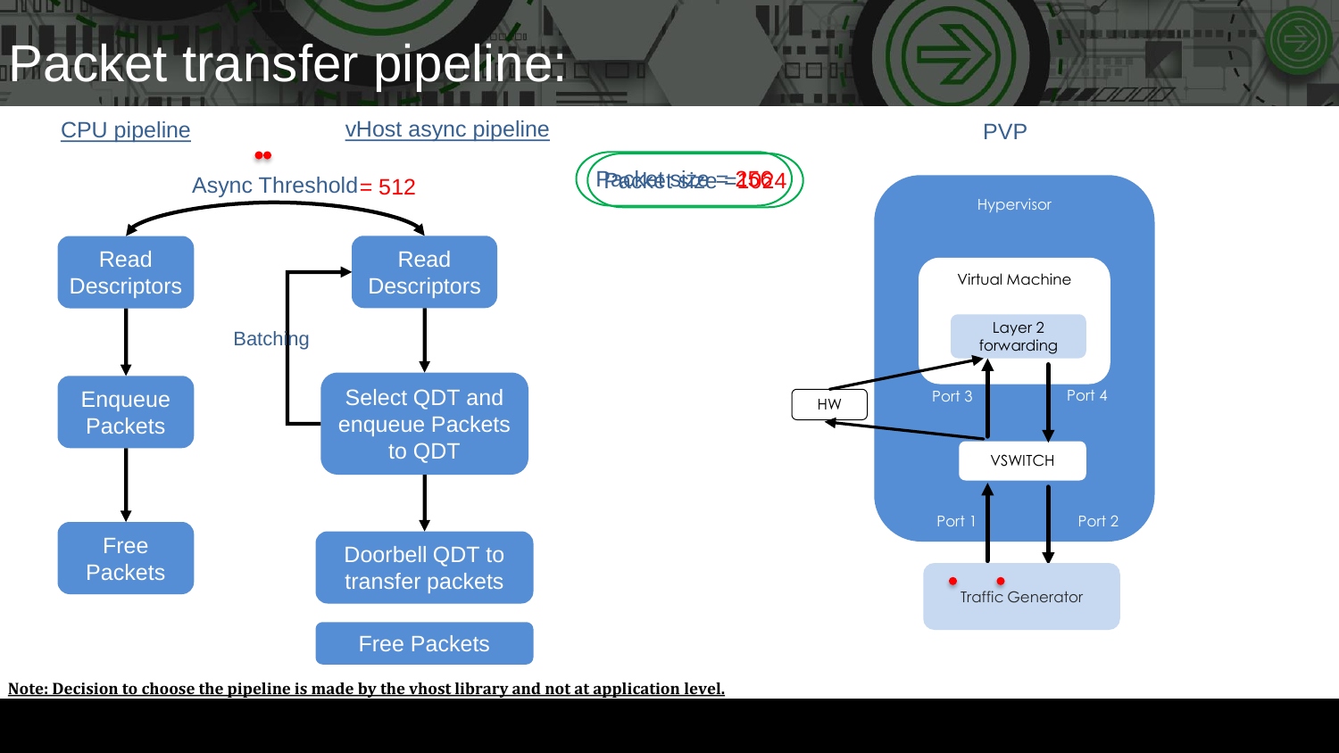# Packet transfer pipeline:

CPU pipeline

vHost async pipeline

PVP

Async Threshold = 512

Packet size = 256 / 1024

**CPU pipeline:**

- Read Descriptors
- Enqueue Packets
- Free Packets

**vHost async pipeline:**

- Read Descriptors
- Select QDT and enqueue Packets to QDT (Batching)
- Doorbell QDT to transfer packets
- Free Packets

**PVP:**

Hypervisor

Virtual Machine

Layer 2 forwarding

Port 3

Port 4

HW

VSWITCH

Port 1

Port 2

Traffic Generator

**Note: Decision to choose the pipeline is made by the vhost library and not at application level.**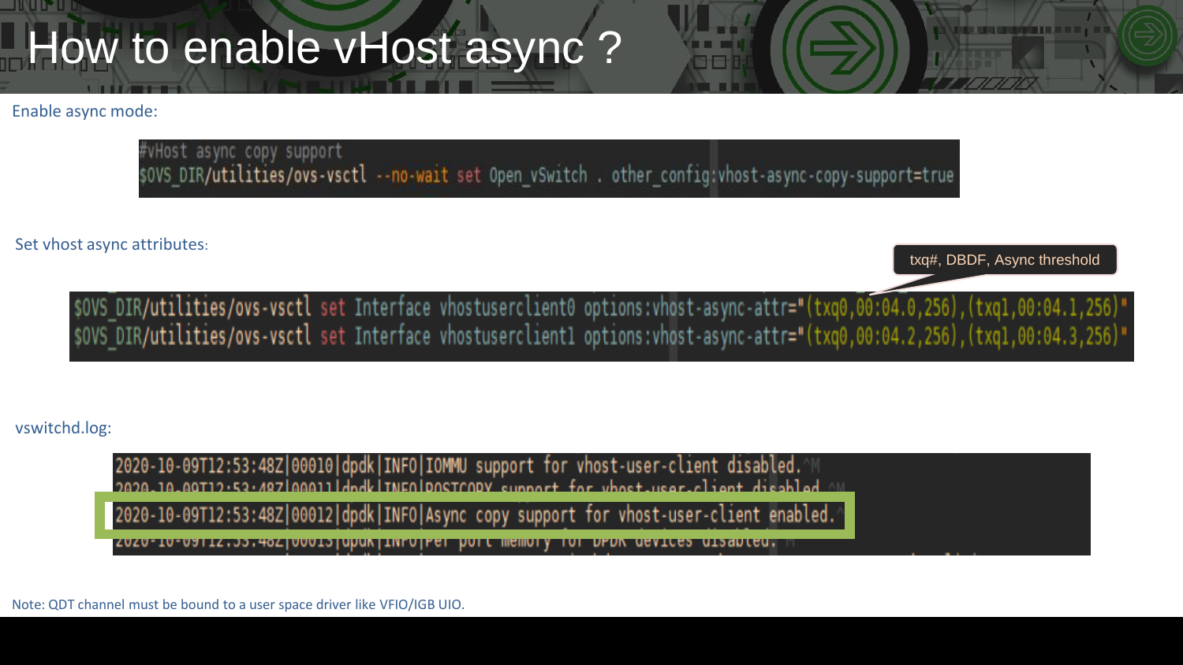# How to enable vHost async ?

Enable async mode:

```
#vHost async copy support
$OVS_DIR/utilities/ovs-vsctl --no-wait set Open_vSwitch . other_config:vhost-async-copy-support=true
```

Set vhost async attributes:

txq#, DBDF, Async threshold

```
$OVS_DIR/utilities/ovs-vsctl set Interface vhostuserclient0 options:vhost-async-attr="(txq0,00:04.0,256),(txq1,00:04.1,256)"
$OVS_DIR/utilities/ovs-vsctl set Interface vhostuserclient1 options:vhost-async-attr="(txq0,00:04.2,256),(txq1,00:04.3,256)"
```

vswitchd.log:

```
2020-10-09T12:53:48Z|00010|dpdk|INFO|IOMMU support for vhost-user-client disabled.^M
2020-10-09T12:53:48Z|00011|dpdk|INFO|POSTCOPY support for vhost-user-client disabled.^M
2020-10-09T12:53:48Z|00012|dpdk|INFO|Async copy support for vhost-user-client enabled.^M
2020-10-09T12:53:48Z|00013|dpdk|INFO|Per port memory for DPDK devices disabled.^M
```

Note: QDT channel must be bound to a user space driver like VFIO/IGB UIO.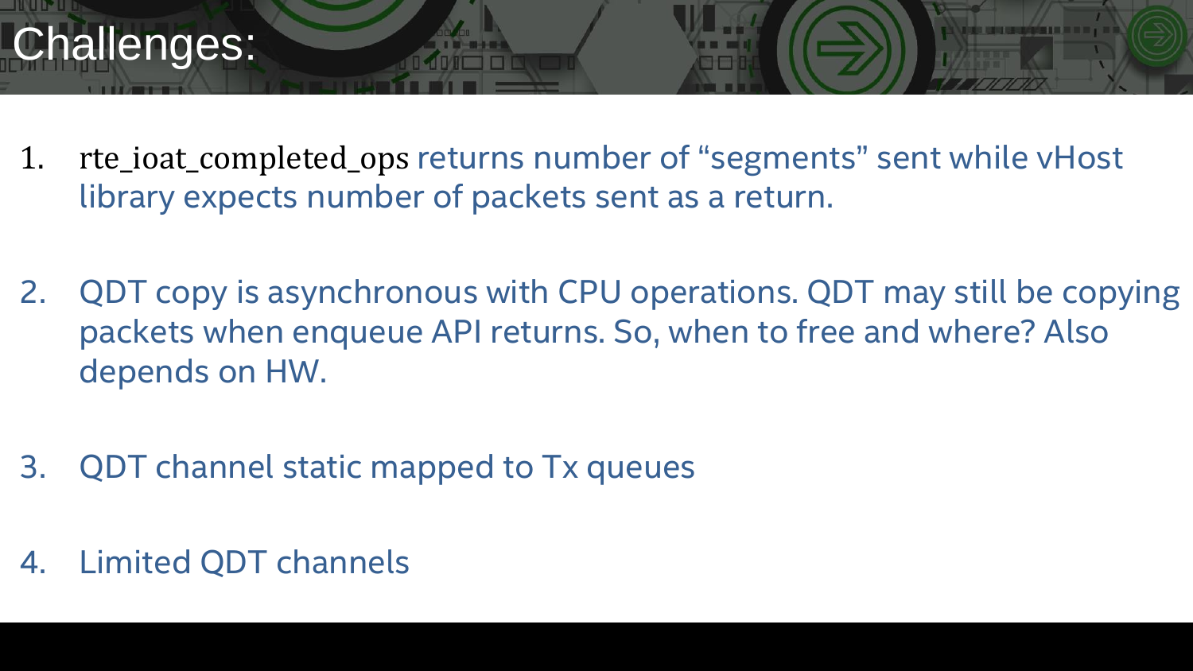# Challenges:

1. rte_ioat_completed_ops returns number of “segments” sent while vHost library expects number of packets sent as a return.

2. QDT copy is asynchronous with CPU operations. QDT may still be copying packets when enqueue API returns. So, when to free and where? Also depends on HW.

3. QDT channel static mapped to Tx queues

4. Limited QDT channels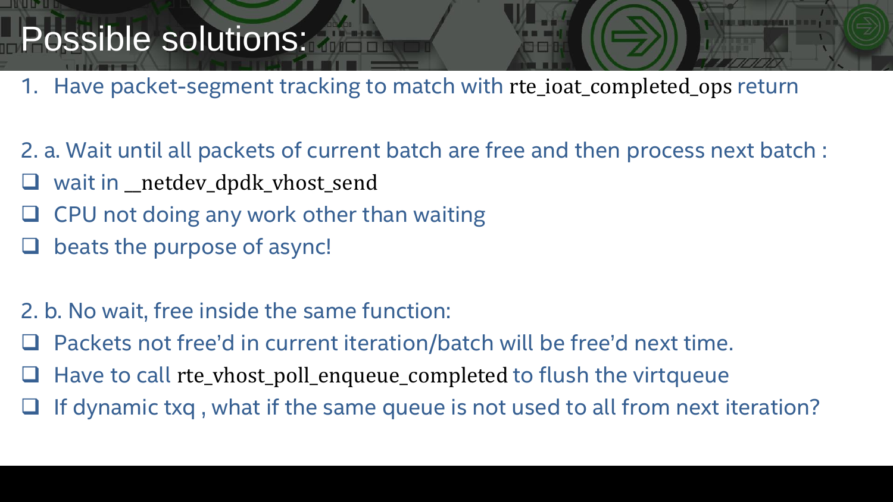# Possible solutions:

1. Have packet-segment tracking to match with rte_ioat_completed_ops return

2. a. Wait until all packets of current batch are free and then process next batch :

- wait in __netdev_dpdk_vhost_send
- CPU not doing any work other than waiting
- beats the purpose of async!

2. b. No wait, free inside the same function:

- Packets not free'd in current iteration/batch will be free'd next time.
- Have to call rte_vhost_poll_enqueue_completed to flush the virtqueue
- If dynamic txq , what if the same queue is not used to all from next iteration?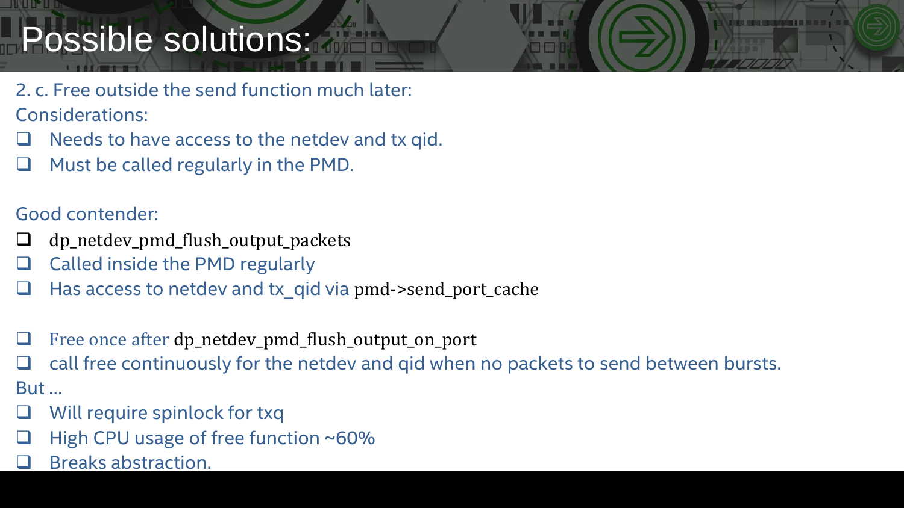# Possible solutions:

2. c. Free outside the send function much later:

Considerations:

- Needs to have access to the netdev and tx qid.
- Must be called regularly in the PMD.

Good contender:

- dp_netdev_pmd_flush_output_packets
- Called inside the PMD regularly
- Has access to netdev and tx_qid via pmd->send_port_cache

- Free once after dp_netdev_pmd_flush_output_on_port
- call free continuously for the netdev and qid when no packets to send between bursts.

But …

- Will require spinlock for txq
- High CPU usage of free function ~60%
- Breaks abstraction.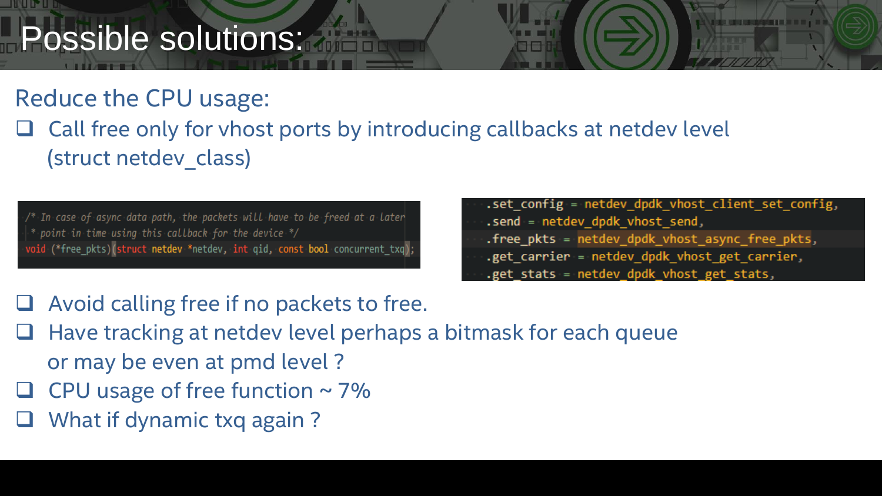# Possible solutions:

## Reduce the CPU usage:

- Call free only for vhost ports by introducing callbacks at netdev level (struct netdev_class)

```
/* In case of async data path, the packets will have to be freed at a later
 * point in time using this callback for the device */
void (*free_pkts)(struct netdev *netdev, int qid, const bool concurrent_txq);
```

```
.set_config = netdev_dpdk_vhost_client_set_config,
.send = netdev_dpdk_vhost_send,
.free_pkts = netdev_dpdk_vhost_async_free_pkts,
.get_carrier = netdev_dpdk_vhost_get_carrier,
.get_stats = netdev_dpdk_vhost_get_stats,
```

- Avoid calling free if no packets to free.
- Have tracking at netdev level perhaps a bitmask for each queue or may be even at pmd level ?
- CPU usage of free function ~ 7%
- What if dynamic txq again ?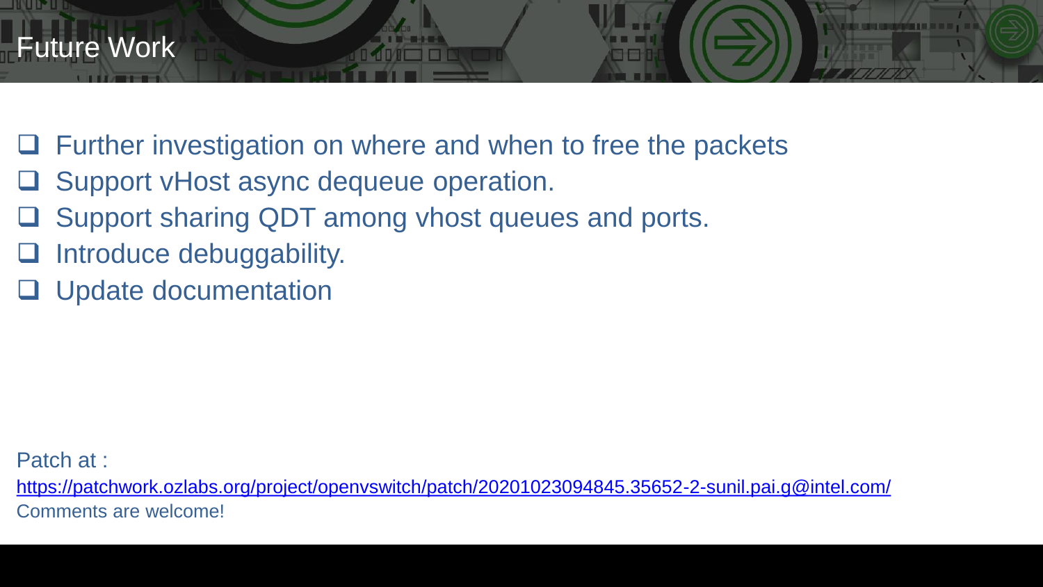# Future Work

- Further investigation on where and when to free the packets
- Support vHost async dequeue operation.
- Support sharing QDT among vhost queues and ports.
- Introduce debuggability.
- Update documentation

Patch at :
https://patchwork.ozlabs.org/project/openvswitch/patch/20201023094845.35652-2-sunil.pai.g@intel.com/
Comments are welcome!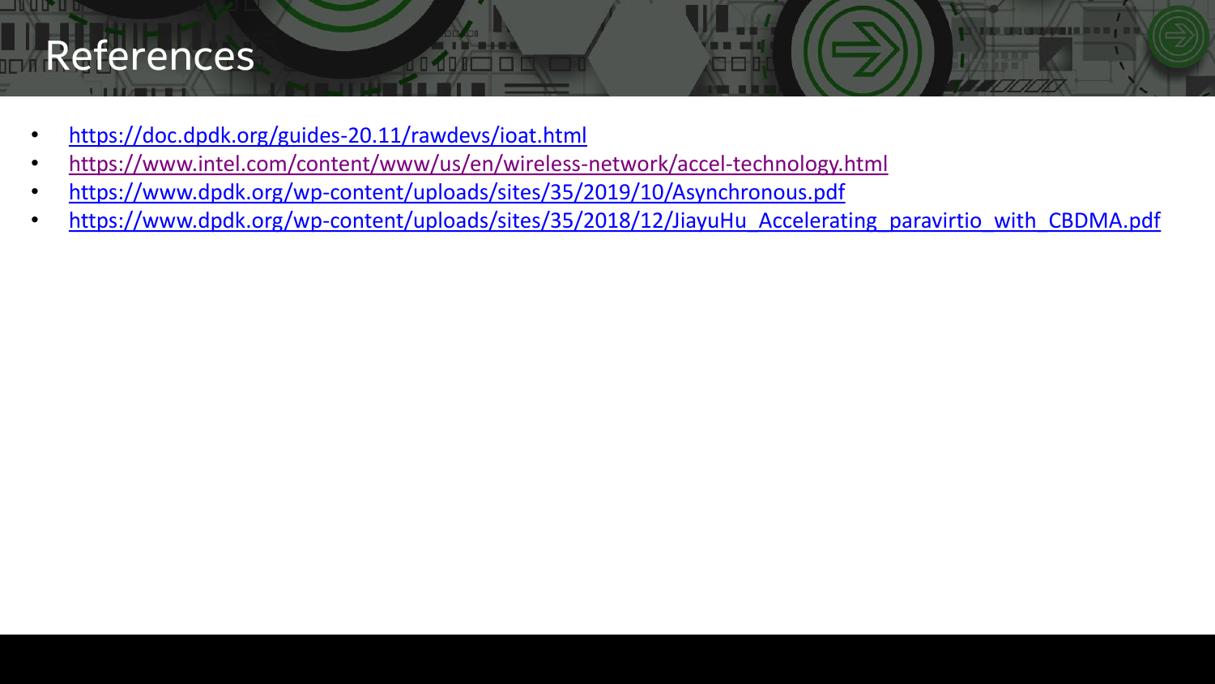# References

- https://doc.dpdk.org/guides-20.11/rawdevs/ioat.html
- https://www.intel.com/content/www/us/en/wireless-network/accel-technology.html
- https://www.dpdk.org/wp-content/uploads/sites/35/2019/10/Asynchronous.pdf
- https://www.dpdk.org/wp-content/uploads/sites/35/2018/12/JiayuHu_Accelerating_paravirtio_with_CBDMA.pdf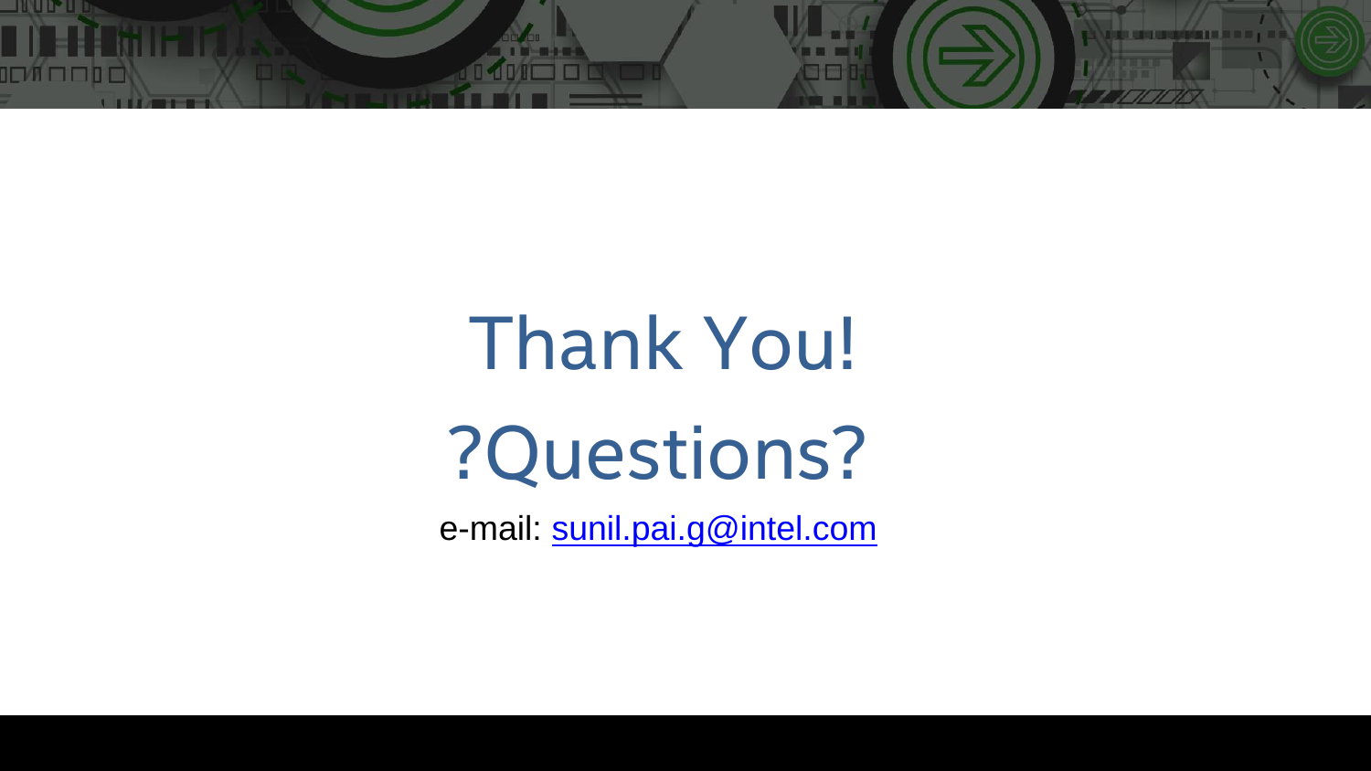# Thank You!

# ?Questions?

e-mail: sunil.pai.g@intel.com